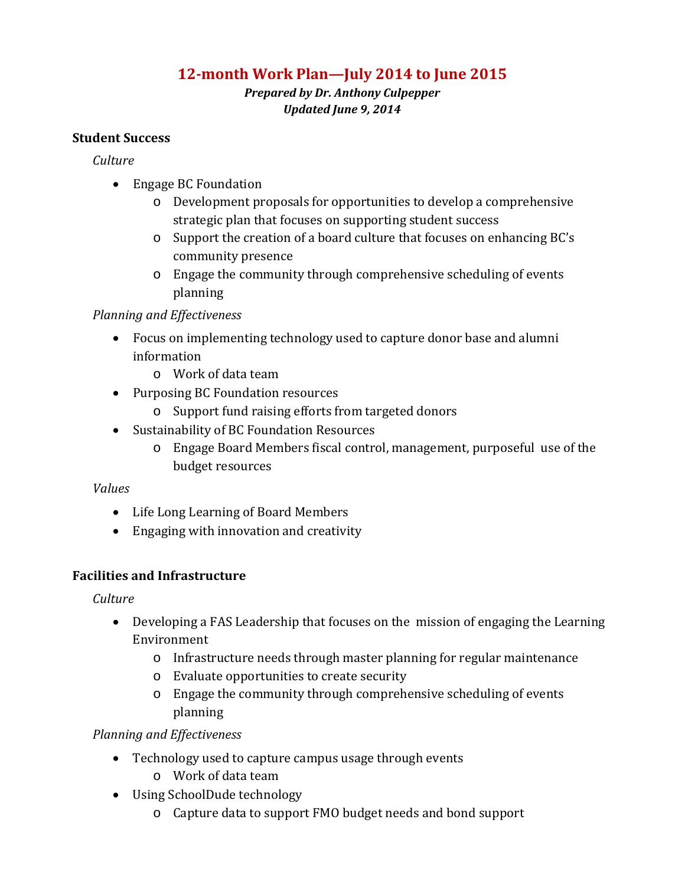# 12-month Work Plan—July 2014 to June 2015

***Prepared by Dr. Anthony Culpepper***
***Updated June 9, 2014***

**Student Success**

*Culture*

- Engage BC Foundation
    - Development proposals for opportunities to develop a comprehensive strategic plan that focuses on supporting student success
    - Support the creation of a board culture that focuses on enhancing BC's community presence
    - Engage the community through comprehensive scheduling of events planning

*Planning and Effectiveness*

- Focus on implementing technology used to capture donor base and alumni information
    - Work of data team
- Purposing BC Foundation resources
    - Support fund raising efforts from targeted donors
- Sustainability of BC Foundation Resources
    - Engage Board Members fiscal control, management, purposeful use of the budget resources

*Values*

- Life Long Learning of Board Members
- Engaging with innovation and creativity

**Facilities and Infrastructure**

*Culture*

- Developing a FAS Leadership that focuses on the mission of engaging the Learning Environment
    - Infrastructure needs through master planning for regular maintenance
    - Evaluate opportunities to create security
    - Engage the community through comprehensive scheduling of events planning

*Planning and Effectiveness*

- Technology used to capture campus usage through events
    - Work of data team
- Using SchoolDude technology
    - Capture data to support FMO budget needs and bond support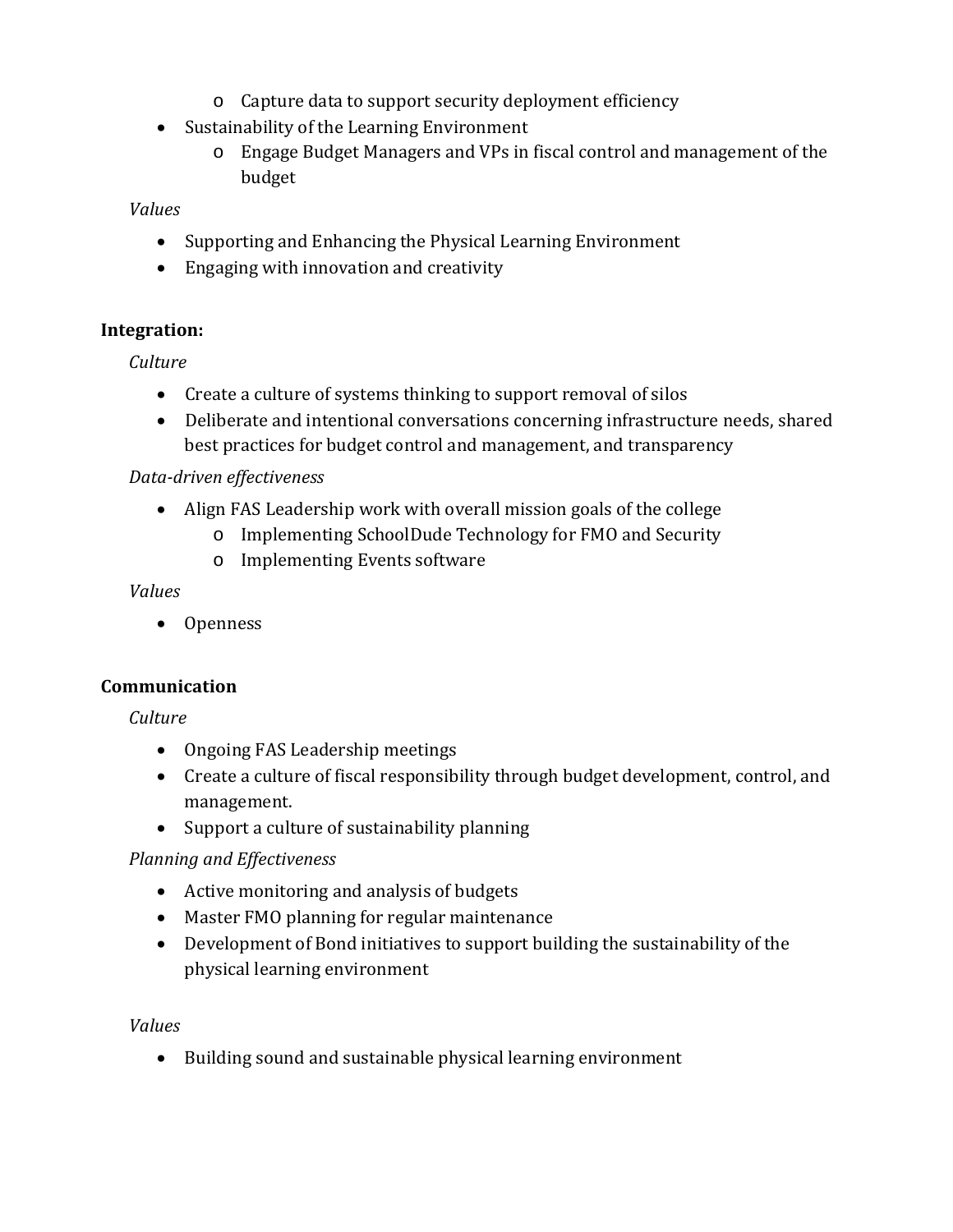- Capture data to support security deployment efficiency
- Sustainability of the Learning Environment
  - Engage Budget Managers and VPs in fiscal control and management of the budget

*Values*

- Supporting and Enhancing the Physical Learning Environment
- Engaging with innovation and creativity

**Integration:**

*Culture*

- Create a culture of systems thinking to support removal of silos
- Deliberate and intentional conversations concerning infrastructure needs, shared best practices for budget control and management, and transparency

*Data-driven effectiveness*

- Align FAS Leadership work with overall mission goals of the college
  - Implementing SchoolDude Technology for FMO and Security
  - Implementing Events software

*Values*

- Openness

**Communication**

*Culture*

- Ongoing FAS Leadership meetings
- Create a culture of fiscal responsibility through budget development, control, and management.
- Support a culture of sustainability planning

*Planning and Effectiveness*

- Active monitoring and analysis of budgets
- Master FMO planning for regular maintenance
- Development of Bond initiatives to support building the sustainability of the physical learning environment

*Values*

- Building sound and sustainable physical learning environment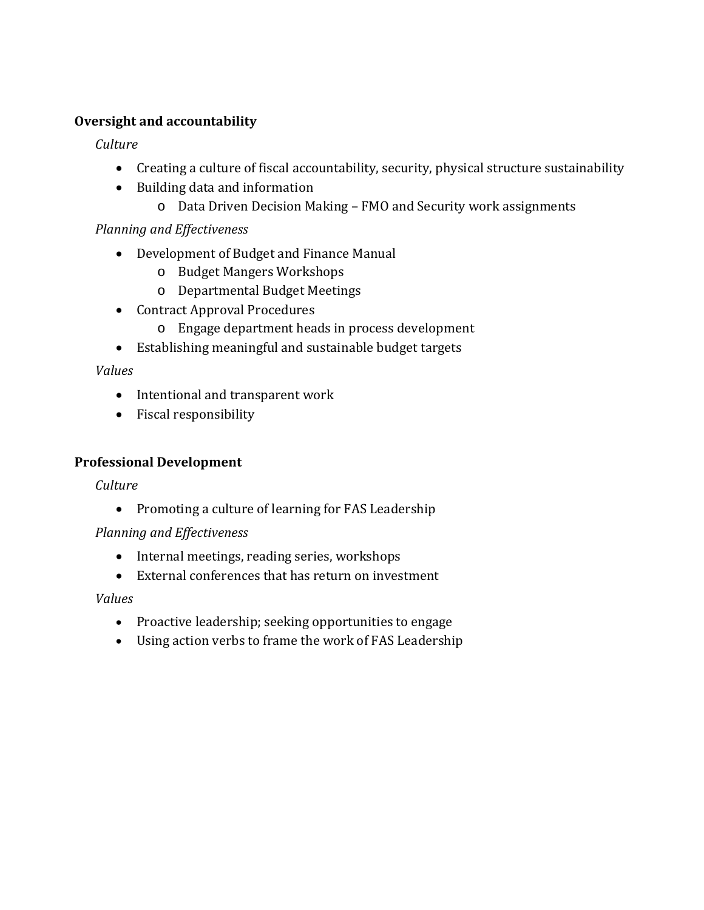**Oversight and accountability**

*Culture*

- Creating a culture of fiscal accountability, security, physical structure sustainability
- Building data and information
  - Data Driven Decision Making – FMO and Security work assignments

*Planning and Effectiveness*

- Development of Budget and Finance Manual
  - Budget Mangers Workshops
  - Departmental Budget Meetings
- Contract Approval Procedures
  - Engage department heads in process development
- Establishing meaningful and sustainable budget targets

*Values*

- Intentional and transparent work
- Fiscal responsibility

**Professional Development**

*Culture*

- Promoting a culture of learning for FAS Leadership

*Planning and Effectiveness*

- Internal meetings, reading series, workshops
- External conferences that has return on investment

*Values*

- Proactive leadership; seeking opportunities to engage
- Using action verbs to frame the work of FAS Leadership